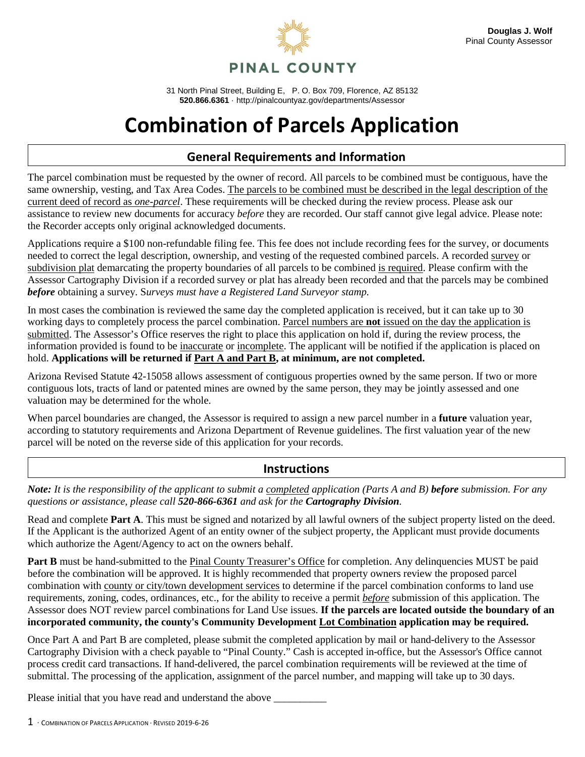Douglas J. Wolf
Pinal County Assessor

PINAL COUNTY

31 North Pinal Street, Building E, P. O. Box 709, Florence, AZ 85132
**520.866.6361** · http://pinalcountyaz.gov/departments/Assessor

# Combination of Parcels Application

## General Requirements and Information

The parcel combination must be requested by the owner of record. All parcels to be combined must be contiguous, have the same ownership, vesting, and Tax Area Codes. The parcels to be combined must be described in the legal description of the current deed of record as *one-parcel*. These requirements will be checked during the review process. Please ask our assistance to review new documents for accuracy *before* they are recorded. Our staff cannot give legal advice. Please note: the Recorder accepts only original acknowledged documents.

Applications require a $100 non-refundable filing fee. This fee does not include recording fees for the survey, or documents needed to correct the legal description, ownership, and vesting of the requested combined parcels. A recorded survey or subdivision plat demarcating the property boundaries of all parcels to be combined is required. Please confirm with the Assessor Cartography Division if a recorded survey or plat has already been recorded and that the parcels may be combined ***before*** obtaining a survey. S*urveys must have a Registered Land Surveyor stamp.*

In most cases the combination is reviewed the same day the completed application is received, but it can take up to 30 working days to completely process the parcel combination. Parcel numbers are **not** issued on the day the application is submitted. The Assessor's Office reserves the right to place this application on hold if, during the review process, the information provided is found to be inaccurate or incomplete. The applicant will be notified if the application is placed on hold. **Applications will be returned if Part A and Part B, at minimum, are not completed.**

Arizona Revised Statute 42-15058 allows assessment of contiguous properties owned by the same person. If two or more contiguous lots, tracts of land or patented mines are owned by the same person, they may be jointly assessed and one valuation may be determined for the whole.

When parcel boundaries are changed, the Assessor is required to assign a new parcel number in a **future** valuation year, according to statutory requirements and Arizona Department of Revenue guidelines. The first valuation year of the new parcel will be noted on the reverse side of this application for your records.

## Instructions

***Note:*** *It is the responsibility of the applicant to submit a completed application (Parts A and B)* ***before*** *submission. For any questions or assistance, please call* ***520-866-6361*** *and ask for the* ***Cartography Division****.*

Read and complete **Part A**. This must be signed and notarized by all lawful owners of the subject property listed on the deed. If the Applicant is the authorized Agent of an entity owner of the subject property, the Applicant must provide documents which authorize the Agent/Agency to act on the owners behalf.

**Part B** must be hand-submitted to the Pinal County Treasurer's Office for completion. Any delinquencies MUST be paid before the combination will be approved. It is highly recommended that property owners review the proposed parcel combination with county or city/town development services to determine if the parcel combination conforms to land use requirements, zoning, codes, ordinances, etc., for the ability to receive a permit *before* submission of this application. The Assessor does NOT review parcel combinations for Land Use issues. **If the parcels are located outside the boundary of an incorporated community, the county's Community Development Lot Combination application may be required.**

Once Part A and Part B are completed, please submit the completed application by mail or hand-delivery to the Assessor Cartography Division with a check payable to "Pinal County." Cash is accepted in-office, but the Assessor's Office cannot process credit card transactions. If hand-delivered, the parcel combination requirements will be reviewed at the time of submittal. The processing of the application, assignment of the parcel number, and mapping will take up to 30 days.

Please initial that you have read and understand the above __________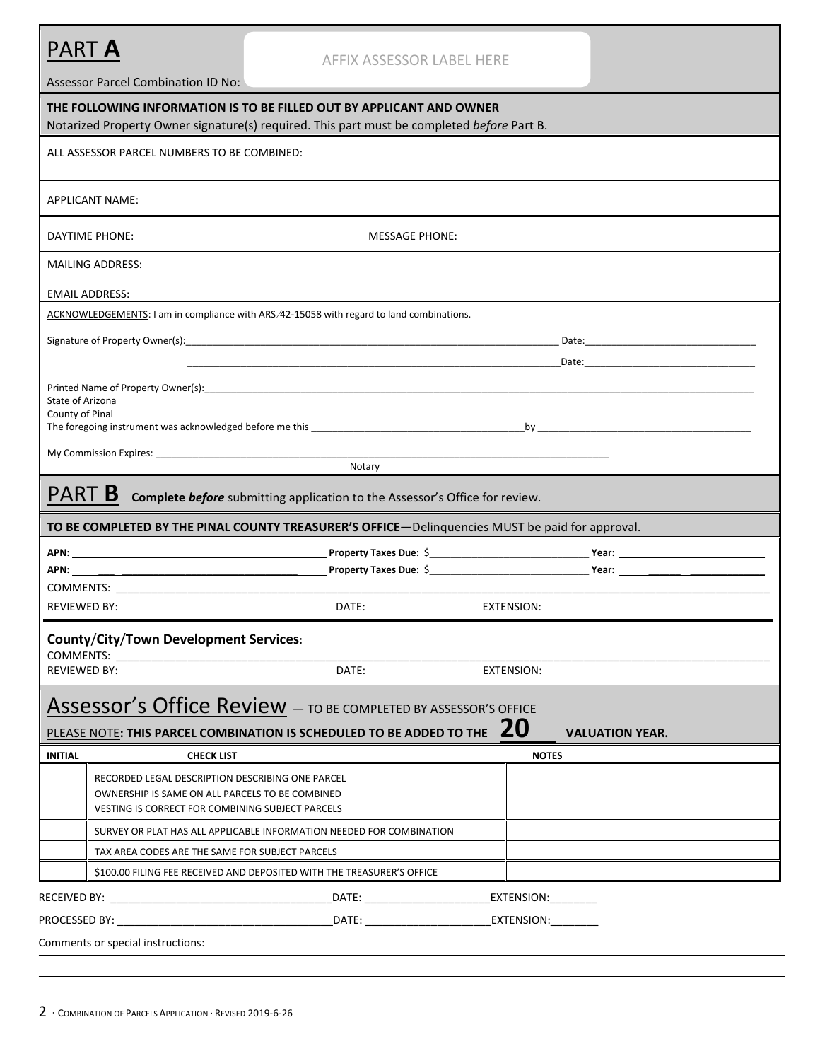# PART **A**

AFFIX ASSESSOR LABEL HERE

Assessor Parcel Combination ID No:

**THE FOLLOWING INFORMATION IS TO BE FILLED OUT BY APPLICANT AND OWNER**
Notarized Property Owner signature(s) required. This part must be completed *before* Part B.

ALL ASSESSOR PARCEL NUMBERS TO BE COMBINED:

APPLICANT NAME:

DAYTIME PHONE: MESSAGE PHONE:

MAILING ADDRESS:

EMAIL ADDRESS:

ACKNOWLEDGEMENTS: I am in compliance with ARS/42-15058 with regard to land combinations.

Signature of Property Owner(s):______________________________ Date:______________________

______________________________ Date:______________________

Printed Name of Property Owner(s):______________________________
State of Arizona
County of Pinal
The foregoing instrument was acknowledged before me this ______________________ by ______________________

My Commission Expires: ______________________________
Notary

# PART **B** **Complete *before*** submitting application to the Assessor's Office for review.

**TO BE COMPLETED BY THE PINAL COUNTY TREASURER'S OFFICE—**Delinquencies MUST be paid for approval.

**APN:** ______________________ **Property Taxes Due:** $______________ **Year:** ______________

**APN:** ______________________ **Property Taxes Due:** $______________ **Year:** ______________

COMMENTS: ______________________________

REVIEWED BY: DATE: EXTENSION:

### County/City/Town Development Services:

COMMENTS: ______________________________

REVIEWED BY: DATE: EXTENSION:

## Assessor's Office Review — TO BE COMPLETED BY ASSESSOR'S OFFICE

PLEASE NOTE**: THIS PARCEL COMBINATION IS SCHEDULED TO BE ADDED TO THE 20____ VALUATION YEAR.**

| INITIAL | CHECK LIST | NOTES |
|---|---|---|
| | RECORDED LEGAL DESCRIPTION DESCRIBING ONE PARCEL<br>OWNERSHIP IS SAME ON ALL PARCELS TO BE COMBINED<br>VESTING IS CORRECT FOR COMBINING SUBJECT PARCELS | |
| | SURVEY OR PLAT HAS ALL APPLICABLE INFORMATION NEEDED FOR COMBINATION | |
| | TAX AREA CODES ARE THE SAME FOR SUBJECT PARCELS | |
| | $100.00 FILING FEE RECEIVED AND DEPOSITED WITH THE TREASURER'S OFFICE | |

RECEIVED BY: ______________________ DATE: ______________ EXTENSION:________

PROCESSED BY: ______________________ DATE: ______________ EXTENSION:________

Comments or special instructions:

COMBINATION OF PARCELS APPLICATION · REVISED 2019-6-26